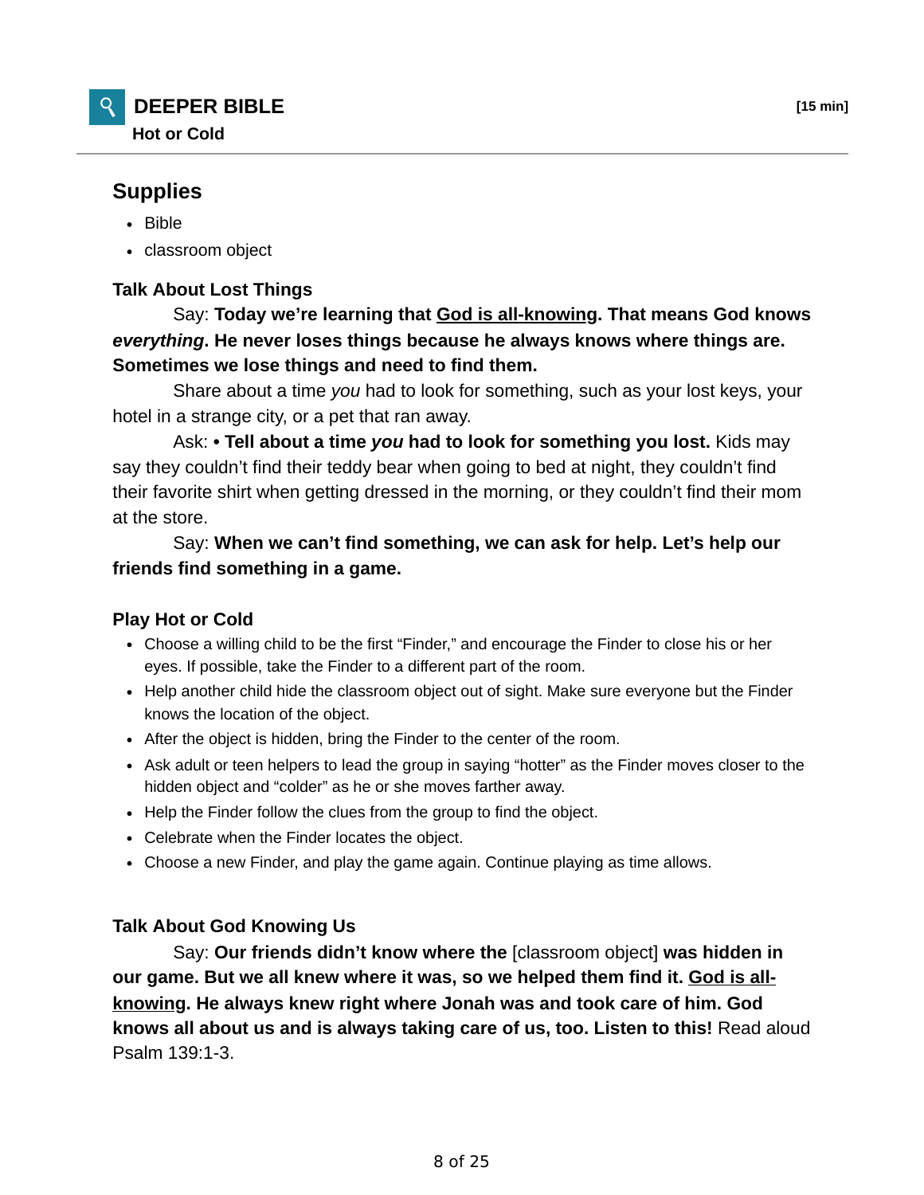## DEEPER BIBLE

**Hot or Cold**

**[15 min]**

### Supplies

- Bible
- classroom object

#### Talk About Lost Things

Say: **Today we're learning that <u>God is all-knowing</u>. That means God knows *everything*. He never loses things because he always knows where things are. Sometimes we lose things and need to find them.**

Share about a time *you* had to look for something, such as your lost keys, your hotel in a strange city, or a pet that ran away.

Ask: **• Tell about a time *you* had to look for something you lost.** Kids may say they couldn't find their teddy bear when going to bed at night, they couldn't find their favorite shirt when getting dressed in the morning, or they couldn't find their mom at the store.

Say: **When we can't find something, we can ask for help. Let's help our friends find something in a game.**

#### Play Hot or Cold

- Choose a willing child to be the first "Finder," and encourage the Finder to close his or her eyes. If possible, take the Finder to a different part of the room.
- Help another child hide the classroom object out of sight. Make sure everyone but the Finder knows the location of the object.
- After the object is hidden, bring the Finder to the center of the room.
- Ask adult or teen helpers to lead the group in saying "hotter" as the Finder moves closer to the hidden object and "colder" as he or she moves farther away.
- Help the Finder follow the clues from the group to find the object.
- Celebrate when the Finder locates the object.
- Choose a new Finder, and play the game again. Continue playing as time allows.

#### Talk About God Knowing Us

Say: **Our friends didn't know where the** [classroom object] **was hidden in our game. But we all knew where it was, so we helped them find it. <u>God is all-knowing</u>. He always knew right where Jonah was and took care of him. God knows all about us and is always taking care of us, too. Listen to this!** Read aloud Psalm 139:1-3.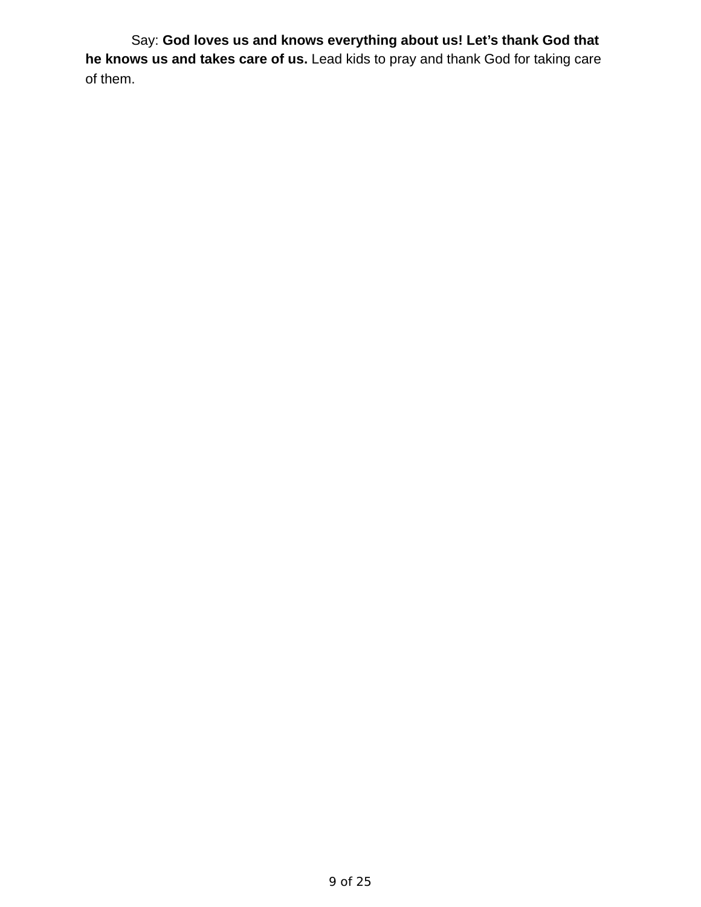Say: **God loves us and knows everything about us! Let's thank God that he knows us and takes care of us.** Lead kids to pray and thank God for taking care of them.